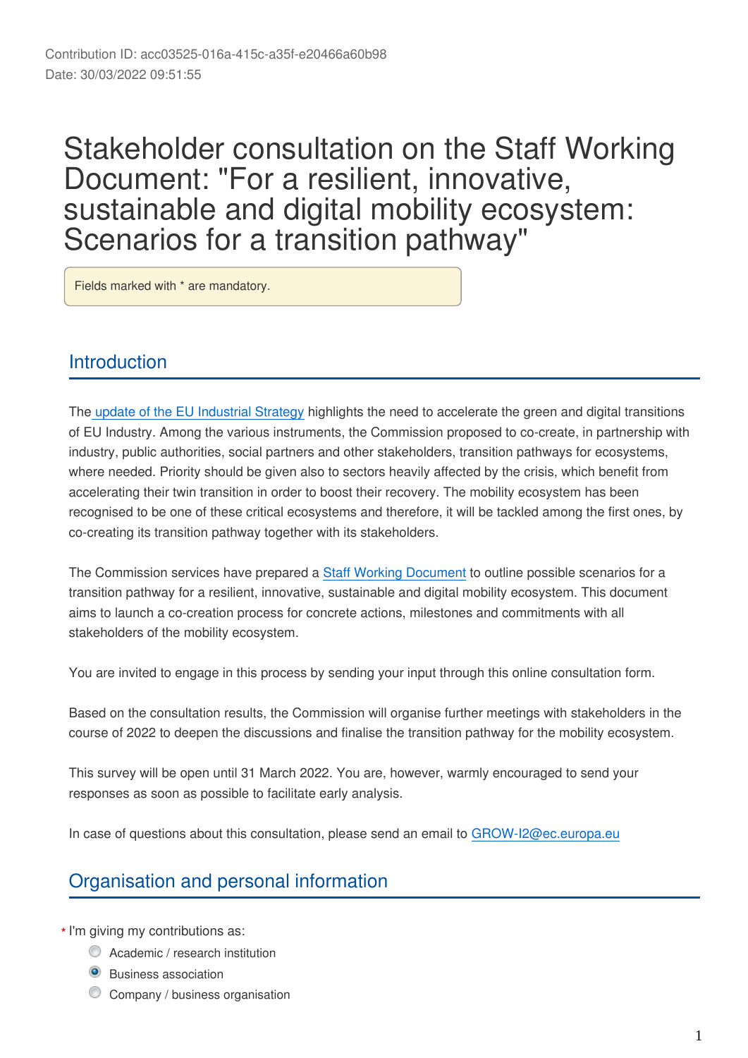Contribution ID: acc03525-016a-415c-a35f-e20466a60b98
Date: 30/03/2022 09:51:55

# Stakeholder consultation on the Staff Working Document: "For a resilient, innovative, sustainable and digital mobility ecosystem: Scenarios for a transition pathway"

Fields marked with * are mandatory.

## Introduction

The update of the EU Industrial Strategy highlights the need to accelerate the green and digital transitions of EU Industry. Among the various instruments, the Commission proposed to co-create, in partnership with industry, public authorities, social partners and other stakeholders, transition pathways for ecosystems, where needed. Priority should be given also to sectors heavily affected by the crisis, which benefit from accelerating their twin transition in order to boost their recovery. The mobility ecosystem has been recognised to be one of these critical ecosystems and therefore, it will be tackled among the first ones, by co-creating its transition pathway together with its stakeholders.

The Commission services have prepared a Staff Working Document to outline possible scenarios for a transition pathway for a resilient, innovative, sustainable and digital mobility ecosystem. This document aims to launch a co-creation process for concrete actions, milestones and commitments with all stakeholders of the mobility ecosystem.

You are invited to engage in this process by sending your input through this online consultation form.

Based on the consultation results, the Commission will organise further meetings with stakeholders in the course of 2022 to deepen the discussions and finalise the transition pathway for the mobility ecosystem.

This survey will be open until 31 March 2022. You are, however, warmly encouraged to send your responses as soon as possible to facilitate early analysis.

In case of questions about this consultation, please send an email to GROW-I2@ec.europa.eu

## Organisation and personal information

* I'm giving my contributions as:
  - ○ Academic / research institution
  - ● Business association
  - ○ Company / business organisation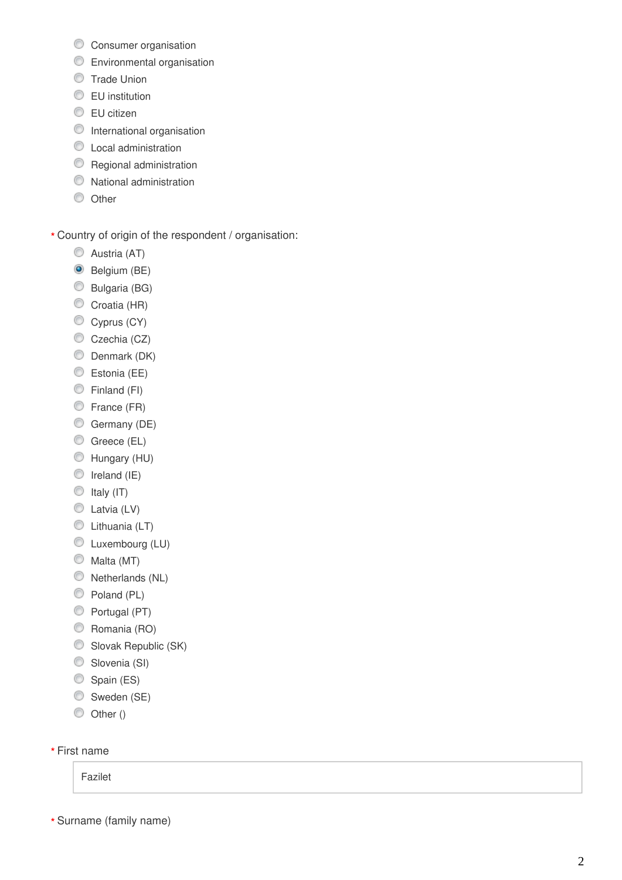- ( ) Consumer organisation
- ( ) Environmental organisation
- ( ) Trade Union
- ( ) EU institution
- ( ) EU citizen
- ( ) International organisation
- ( ) Local administration
- ( ) Regional administration
- ( ) National administration
- ( ) Other

\* Country of origin of the respondent / organisation:

- ( ) Austria (AT)
- (x) Belgium (BE)
- ( ) Bulgaria (BG)
- ( ) Croatia (HR)
- ( ) Cyprus (CY)
- ( ) Czechia (CZ)
- ( ) Denmark (DK)
- ( ) Estonia (EE)
- ( ) Finland (FI)
- ( ) France (FR)
- ( ) Germany (DE)
- ( ) Greece (EL)
- ( ) Hungary (HU)
- ( ) Ireland (IE)
- ( ) Italy (IT)
- ( ) Latvia (LV)
- ( ) Lithuania (LT)
- ( ) Luxembourg (LU)
- ( ) Malta (MT)
- ( ) Netherlands (NL)
- ( ) Poland (PL)
- ( ) Portugal (PT)
- ( ) Romania (RO)
- ( ) Slovak Republic (SK)
- ( ) Slovenia (SI)
- ( ) Spain (ES)
- ( ) Sweden (SE)
- ( ) Other ()

\* First name

Fazilet

\* Surname (family name)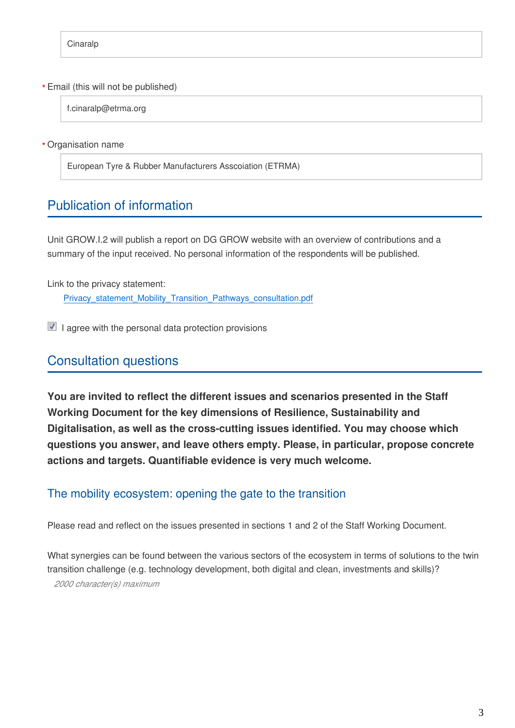Cinaralp

\* Email (this will not be published)

f.cinaralp@etrma.org

\* Organisation name

European Tyre & Rubber Manufacturers Asscoiation (ETRMA)

## Publication of information

Unit GROW.I.2 will publish a report on DG GROW website with an overview of contributions and a summary of the input received. No personal information of the respondents will be published.

Link to the privacy statement:

Privacy_statement_Mobility_Transition_Pathways_consultation.pdf

☑ I agree with the personal data protection provisions

## Consultation questions

**You are invited to reflect the different issues and scenarios presented in the Staff Working Document for the key dimensions of Resilience, Sustainability and Digitalisation, as well as the cross-cutting issues identified. You may choose which questions you answer, and leave others empty. Please, in particular, propose concrete actions and targets. Quantifiable evidence is very much welcome.**

### The mobility ecosystem: opening the gate to the transition

Please read and reflect on the issues presented in sections 1 and 2 of the Staff Working Document.

What synergies can be found between the various sectors of the ecosystem in terms of solutions to the twin transition challenge (e.g. technology development, both digital and clean, investments and skills)?

*2000 character(s) maximum*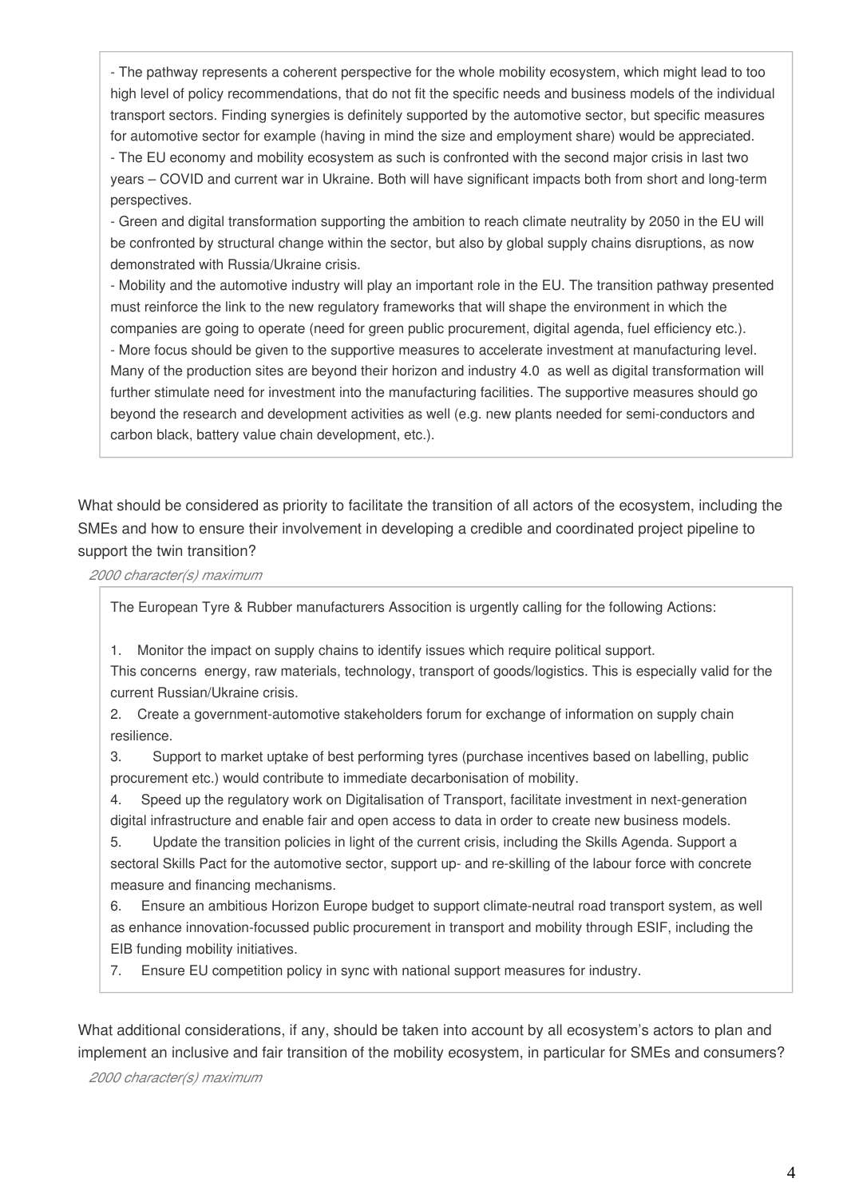- The pathway represents a coherent perspective for the whole mobility ecosystem, which might lead to too high level of policy recommendations, that do not fit the specific needs and business models of the individual transport sectors. Finding synergies is definitely supported by the automotive sector, but specific measures for automotive sector for example (having in mind the size and employment share) would be appreciated.
- The EU economy and mobility ecosystem as such is confronted with the second major crisis in last two years – COVID and current war in Ukraine. Both will have significant impacts both from short and long-term perspectives.
- Green and digital transformation supporting the ambition to reach climate neutrality by 2050 in the EU will be confronted by structural change within the sector, but also by global supply chains disruptions, as now demonstrated with Russia/Ukraine crisis.
- Mobility and the automotive industry will play an important role in the EU. The transition pathway presented must reinforce the link to the new regulatory frameworks that will shape the environment in which the companies are going to operate (need for green public procurement, digital agenda, fuel efficiency etc.).
- More focus should be given to the supportive measures to accelerate investment at manufacturing level. Many of the production sites are beyond their horizon and industry 4.0 as well as digital transformation will further stimulate need for investment into the manufacturing facilities. The supportive measures should go beyond the research and development activities as well (e.g. new plants needed for semi-conductors and carbon black, battery value chain development, etc.).

What should be considered as priority to facilitate the transition of all actors of the ecosystem, including the SMEs and how to ensure their involvement in developing a credible and coordinated project pipeline to support the twin transition?

*2000 character(s) maximum*

The European Tyre & Rubber manufacturers Assocition is urgently calling for the following Actions:

1. Monitor the impact on supply chains to identify issues which require political support.
This concerns energy, raw materials, technology, transport of goods/logistics. This is especially valid for the current Russian/Ukraine crisis.
2. Create a government-automotive stakeholders forum for exchange of information on supply chain resilience.
3. Support to market uptake of best performing tyres (purchase incentives based on labelling, public procurement etc.) would contribute to immediate decarbonisation of mobility.
4. Speed up the regulatory work on Digitalisation of Transport, facilitate investment in next-generation digital infrastructure and enable fair and open access to data in order to create new business models.
5. Update the transition policies in light of the current crisis, including the Skills Agenda. Support a sectoral Skills Pact for the automotive sector, support up- and re-skilling of the labour force with concrete measure and financing mechanisms.
6. Ensure an ambitious Horizon Europe budget to support climate-neutral road transport system, as well as enhance innovation-focussed public procurement in transport and mobility through ESIF, including the EIB funding mobility initiatives.
7. Ensure EU competition policy in sync with national support measures for industry.

What additional considerations, if any, should be taken into account by all ecosystem's actors to plan and implement an inclusive and fair transition of the mobility ecosystem, in particular for SMEs and consumers?

*2000 character(s) maximum*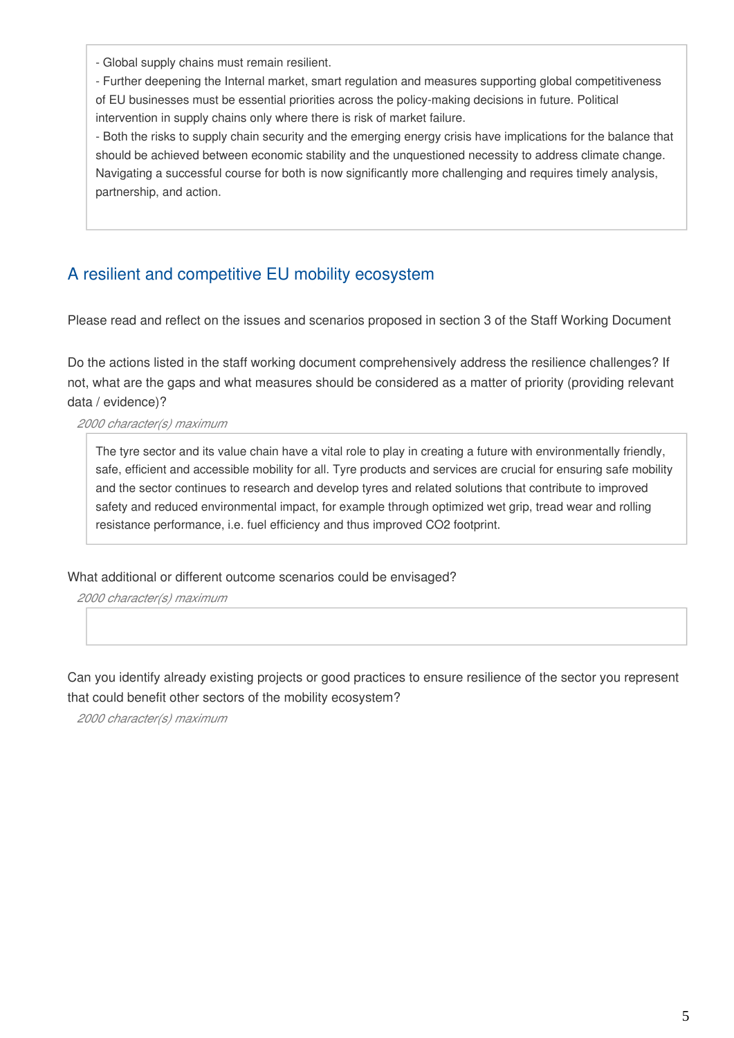- Global supply chains must remain resilient.
- Further deepening the Internal market, smart regulation and measures supporting global competitiveness of EU businesses must be essential priorities across the policy-making decisions in future. Political intervention in supply chains only where there is risk of market failure.
- Both the risks to supply chain security and the emerging energy crisis have implications for the balance that should be achieved between economic stability and the unquestioned necessity to address climate change. Navigating a successful course for both is now significantly more challenging and requires timely analysis, partnership, and action.

## A resilient and competitive EU mobility ecosystem

Please read and reflect on the issues and scenarios proposed in section 3 of the Staff Working Document

Do the actions listed in the staff working document comprehensively address the resilience challenges? If not, what are the gaps and what measures should be considered as a matter of priority (providing relevant data / evidence)?

*2000 character(s) maximum*

The tyre sector and its value chain have a vital role to play in creating a future with environmentally friendly, safe, efficient and accessible mobility for all. Tyre products and services are crucial for ensuring safe mobility and the sector continues to research and develop tyres and related solutions that contribute to improved safety and reduced environmental impact, for example through optimized wet grip, tread wear and rolling resistance performance, i.e. fuel efficiency and thus improved $CO_2$ footprint.

What additional or different outcome scenarios could be envisaged?

*2000 character(s) maximum*

Can you identify already existing projects or good practices to ensure resilience of the sector you represent that could benefit other sectors of the mobility ecosystem?

*2000 character(s) maximum*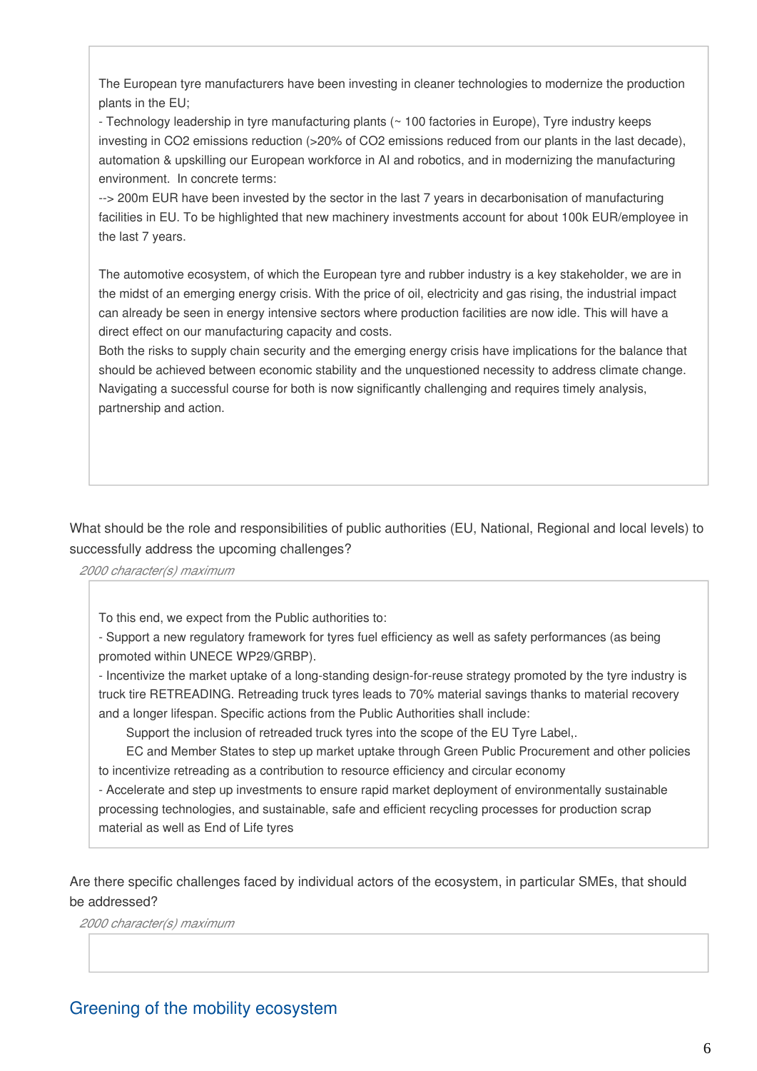The European tyre manufacturers have been investing in cleaner technologies to modernize the production plants in the EU;

- Technology leadership in tyre manufacturing plants (~ 100 factories in Europe), Tyre industry keeps investing in $CO_2$ emissions reduction (>20% of $CO_2$ emissions reduced from our plants in the last decade), automation & upskilling our European workforce in AI and robotics, and in modernizing the manufacturing environment. In concrete terms:

--> 200m EUR have been invested by the sector in the last 7 years in decarbonisation of manufacturing facilities in EU. To be highlighted that new machinery investments account for about 100k EUR/employee in the last 7 years.

The automotive ecosystem, of which the European tyre and rubber industry is a key stakeholder, we are in the midst of an emerging energy crisis. With the price of oil, electricity and gas rising, the industrial impact can already be seen in energy intensive sectors where production facilities are now idle. This will have a direct effect on our manufacturing capacity and costs.

Both the risks to supply chain security and the emerging energy crisis have implications for the balance that should be achieved between economic stability and the unquestioned necessity to address climate change. Navigating a successful course for both is now significantly challenging and requires timely analysis, partnership and action.

What should be the role and responsibilities of public authorities (EU, National, Regional and local levels) to successfully address the upcoming challenges?

*2000 character(s) maximum*

To this end, we expect from the Public authorities to:

- Support a new regulatory framework for tyres fuel efficiency as well as safety performances (as being promoted within UNECE WP29/GRBP).
- Incentivize the market uptake of a long-standing design-for-reuse strategy promoted by the tyre industry is truck tire RETREADING. Retreading truck tyres leads to 70% material savings thanks to material recovery and a longer lifespan. Specific actions from the Public Authorities shall include:

    Support the inclusion of retreaded truck tyres into the scope of the EU Tyre Label,.

    EC and Member States to step up market uptake through Green Public Procurement and other policies to incentivize retreading as a contribution to resource efficiency and circular economy

- Accelerate and step up investments to ensure rapid market deployment of environmentally sustainable processing technologies, and sustainable, safe and efficient recycling processes for production scrap material as well as End of Life tyres

Are there specific challenges faced by individual actors of the ecosystem, in particular SMEs, that should be addressed?

*2000 character(s) maximum*

## Greening of the mobility ecosystem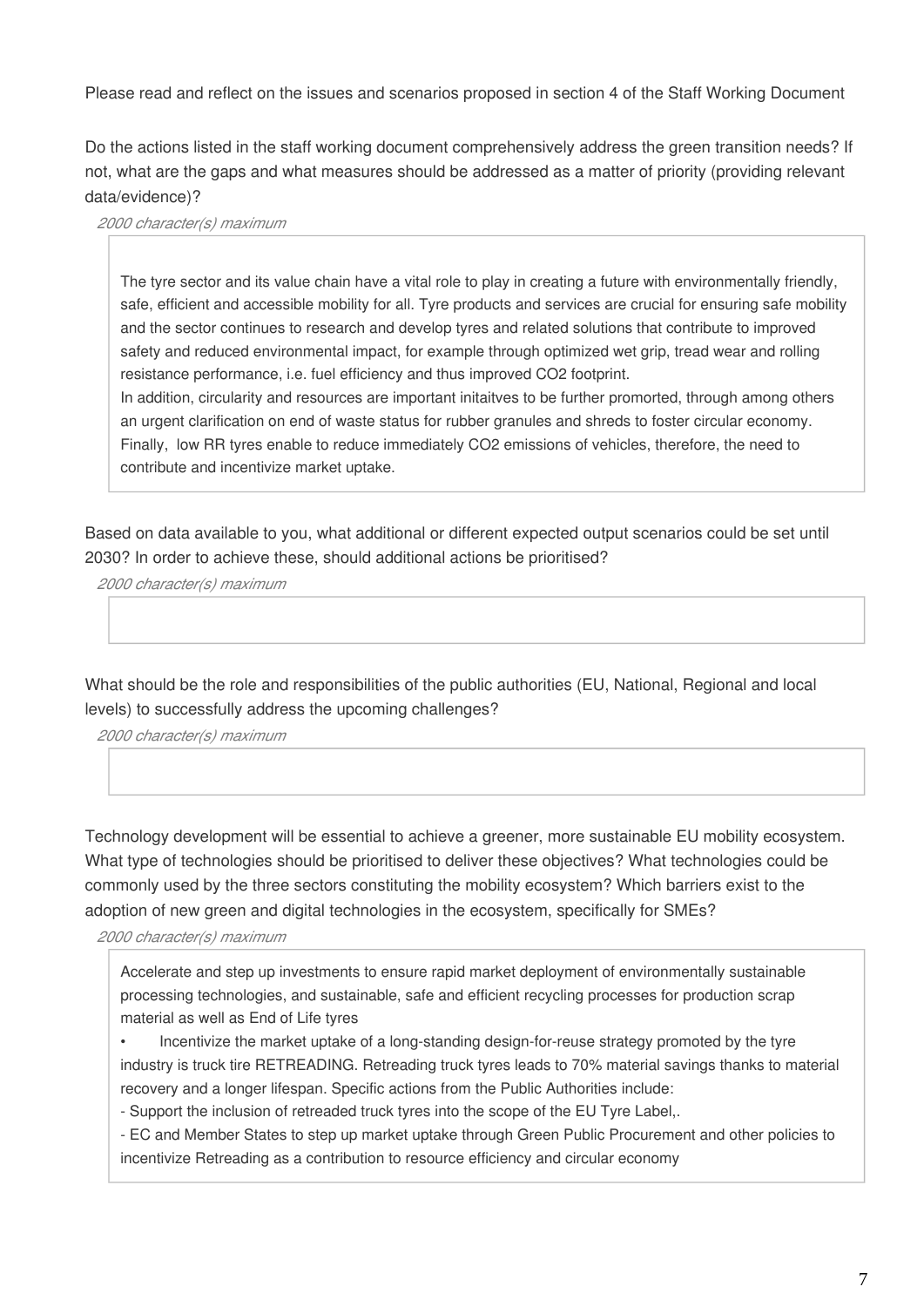Please read and reflect on the issues and scenarios proposed in section 4 of the Staff Working Document

Do the actions listed in the staff working document comprehensively address the green transition needs? If not, what are the gaps and what measures should be addressed as a matter of priority (providing relevant data/evidence)?

*2000 character(s) maximum*

The tyre sector and its value chain have a vital role to play in creating a future with environmentally friendly, safe, efficient and accessible mobility for all. Tyre products and services are crucial for ensuring safe mobility and the sector continues to research and develop tyres and related solutions that contribute to improved safety and reduced environmental impact, for example through optimized wet grip, tread wear and rolling resistance performance, i.e. fuel efficiency and thus improved $CO_2$ footprint.
In addition, circularity and resources are important initaitves to be further promorted, through among others an urgent clarification on end of waste status for rubber granules and shreds to foster circular economy.
Finally, low RR tyres enable to reduce immediately $CO_2$ emissions of vehicles, therefore, the need to contribute and incentivize market uptake.

Based on data available to you, what additional or different expected output scenarios could be set until 2030? In order to achieve these, should additional actions be prioritised?

*2000 character(s) maximum*

What should be the role and responsibilities of the public authorities (EU, National, Regional and local levels) to successfully address the upcoming challenges?

*2000 character(s) maximum*

Technology development will be essential to achieve a greener, more sustainable EU mobility ecosystem. What type of technologies should be prioritised to deliver these objectives? What technologies could be commonly used by the three sectors constituting the mobility ecosystem? Which barriers exist to the adoption of new green and digital technologies in the ecosystem, specifically for SMEs?

*2000 character(s) maximum*

Accelerate and step up investments to ensure rapid market deployment of environmentally sustainable processing technologies, and sustainable, safe and efficient recycling processes for production scrap material as well as End of Life tyres

- Incentivize the market uptake of a long-standing design-for-reuse strategy promoted by the tyre industry is truck tire RETREADING. Retreading truck tyres leads to 70% material savings thanks to material recovery and a longer lifespan. Specific actions from the Public Authorities include:

- Support the inclusion of retreaded truck tyres into the scope of the EU Tyre Label,.
- EC and Member States to step up market uptake through Green Public Procurement and other policies to incentivize Retreading as a contribution to resource efficiency and circular economy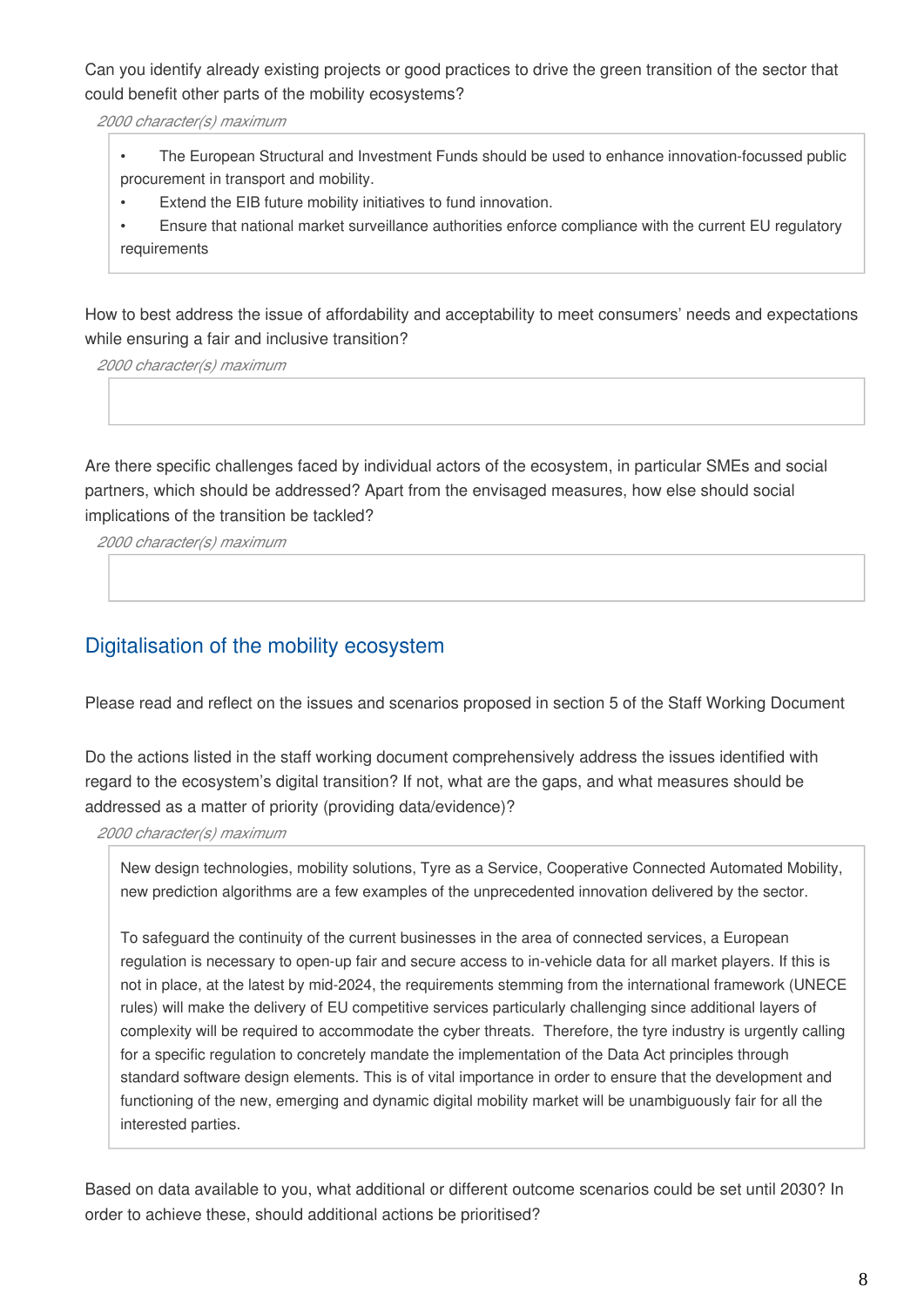Can you identify already existing projects or good practices to drive the green transition of the sector that could benefit other parts of the mobility ecosystems?

*2000 character(s) maximum*

- The European Structural and Investment Funds should be used to enhance innovation-focussed public procurement in transport and mobility.
- Extend the EIB future mobility initiatives to fund innovation.
- Ensure that national market surveillance authorities enforce compliance with the current EU regulatory requirements

How to best address the issue of affordability and acceptability to meet consumers' needs and expectations while ensuring a fair and inclusive transition?

*2000 character(s) maximum*

Are there specific challenges faced by individual actors of the ecosystem, in particular SMEs and social partners, which should be addressed? Apart from the envisaged measures, how else should social implications of the transition be tackled?

*2000 character(s) maximum*

## Digitalisation of the mobility ecosystem

Please read and reflect on the issues and scenarios proposed in section 5 of the Staff Working Document

Do the actions listed in the staff working document comprehensively address the issues identified with regard to the ecosystem's digital transition? If not, what are the gaps, and what measures should be addressed as a matter of priority (providing data/evidence)?

*2000 character(s) maximum*

New design technologies, mobility solutions, Tyre as a Service, Cooperative Connected Automated Mobility, new prediction algorithms are a few examples of the unprecedented innovation delivered by the sector.

To safeguard the continuity of the current businesses in the area of connected services, a European regulation is necessary to open-up fair and secure access to in-vehicle data for all market players. If this is not in place, at the latest by mid-2024, the requirements stemming from the international framework (UNECE rules) will make the delivery of EU competitive services particularly challenging since additional layers of complexity will be required to accommodate the cyber threats. Therefore, the tyre industry is urgently calling for a specific regulation to concretely mandate the implementation of the Data Act principles through standard software design elements. This is of vital importance in order to ensure that the development and functioning of the new, emerging and dynamic digital mobility market will be unambiguously fair for all the interested parties.

Based on data available to you, what additional or different outcome scenarios could be set until 2030? In order to achieve these, should additional actions be prioritised?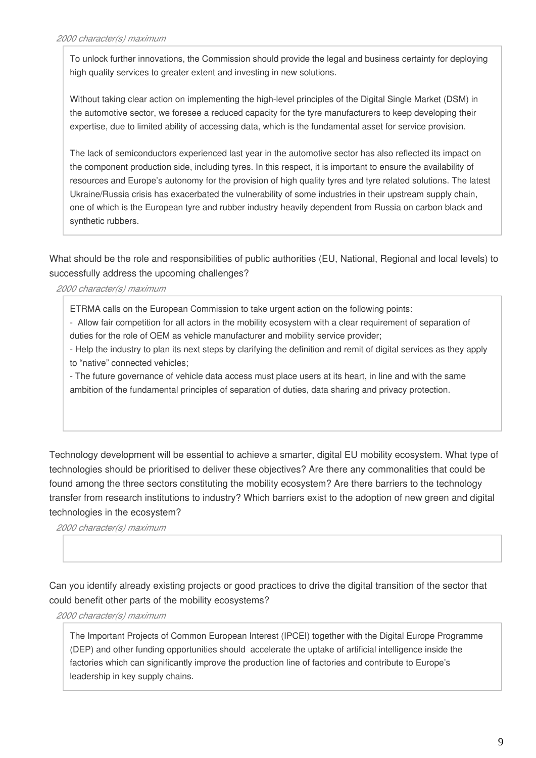*2000 character(s) maximum*

To unlock further innovations, the Commission should provide the legal and business certainty for deploying high quality services to greater extent and investing in new solutions.

Without taking clear action on implementing the high-level principles of the Digital Single Market (DSM) in the automotive sector, we foresee a reduced capacity for the tyre manufacturers to keep developing their expertise, due to limited ability of accessing data, which is the fundamental asset for service provision.

The lack of semiconductors experienced last year in the automotive sector has also reflected its impact on the component production side, including tyres. In this respect, it is important to ensure the availability of resources and Europe's autonomy for the provision of high quality tyres and tyre related solutions. The latest Ukraine/Russia crisis has exacerbated the vulnerability of some industries in their upstream supply chain, one of which is the European tyre and rubber industry heavily dependent from Russia on carbon black and synthetic rubbers.

What should be the role and responsibilities of public authorities (EU, National, Regional and local levels) to successfully address the upcoming challenges?

*2000 character(s) maximum*

ETRMA calls on the European Commission to take urgent action on the following points:

- Allow fair competition for all actors in the mobility ecosystem with a clear requirement of separation of duties for the role of OEM as vehicle manufacturer and mobility service provider;
- Help the industry to plan its next steps by clarifying the definition and remit of digital services as they apply to "native" connected vehicles;
- The future governance of vehicle data access must place users at its heart, in line and with the same ambition of the fundamental principles of separation of duties, data sharing and privacy protection.

Technology development will be essential to achieve a smarter, digital EU mobility ecosystem. What type of technologies should be prioritised to deliver these objectives? Are there any commonalities that could be found among the three sectors constituting the mobility ecosystem? Are there barriers to the technology transfer from research institutions to industry? Which barriers exist to the adoption of new green and digital technologies in the ecosystem?

*2000 character(s) maximum*

Can you identify already existing projects or good practices to drive the digital transition of the sector that could benefit other parts of the mobility ecosystems?

*2000 character(s) maximum*

The Important Projects of Common European Interest (IPCEI) together with the Digital Europe Programme (DEP) and other funding opportunities should accelerate the uptake of artificial intelligence inside the factories which can significantly improve the production line of factories and contribute to Europe's leadership in key supply chains.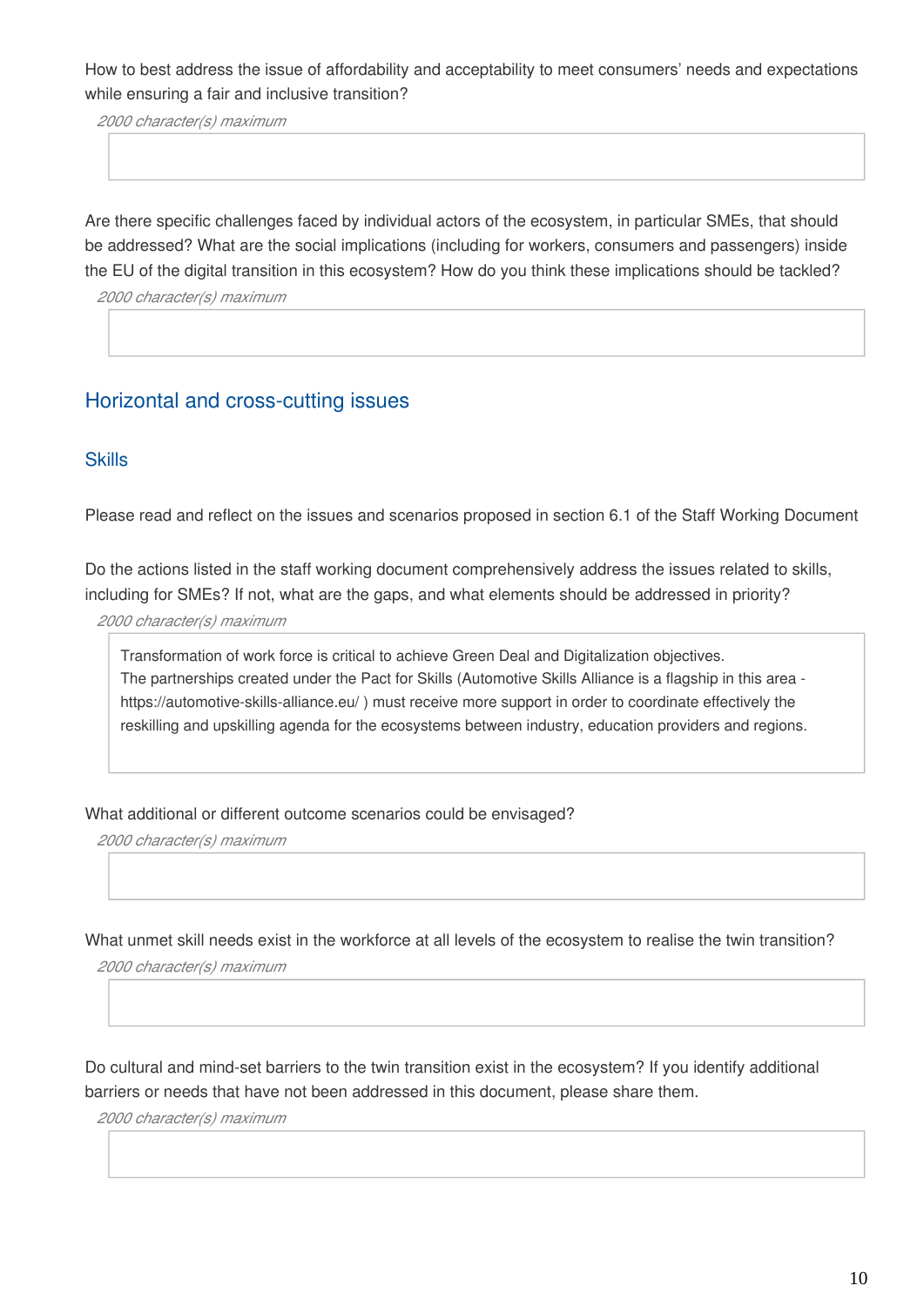How to best address the issue of affordability and acceptability to meet consumers' needs and expectations while ensuring a fair and inclusive transition?

*2000 character(s) maximum*

Are there specific challenges faced by individual actors of the ecosystem, in particular SMEs, that should be addressed? What are the social implications (including for workers, consumers and passengers) inside the EU of the digital transition in this ecosystem? How do you think these implications should be tackled?

*2000 character(s) maximum*

## Horizontal and cross-cutting issues

### Skills

Please read and reflect on the issues and scenarios proposed in section 6.1 of the Staff Working Document

Do the actions listed in the staff working document comprehensively address the issues related to skills, including for SMEs? If not, what are the gaps, and what elements should be addressed in priority?

*2000 character(s) maximum*

Transformation of work force is critical to achieve Green Deal and Digitalization objectives.
The partnerships created under the Pact for Skills (Automotive Skills Alliance is a flagship in this area - https://automotive-skills-alliance.eu/ ) must receive more support in order to coordinate effectively the reskilling and upskilling agenda for the ecosystems between industry, education providers and regions.

What additional or different outcome scenarios could be envisaged?

*2000 character(s) maximum*

What unmet skill needs exist in the workforce at all levels of the ecosystem to realise the twin transition?

*2000 character(s) maximum*

Do cultural and mind-set barriers to the twin transition exist in the ecosystem? If you identify additional barriers or needs that have not been addressed in this document, please share them.

*2000 character(s) maximum*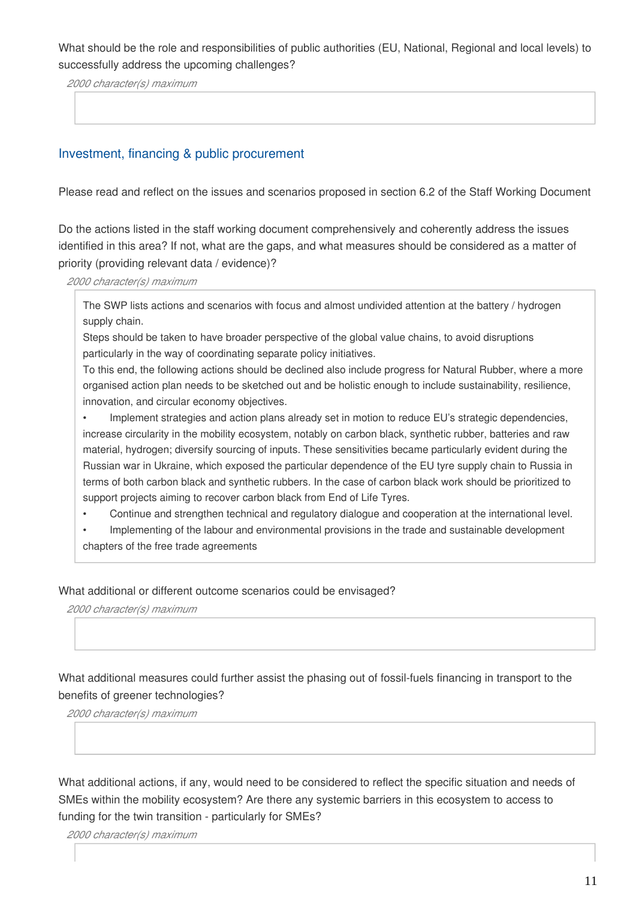What should be the role and responsibilities of public authorities (EU, National, Regional and local levels) to successfully address the upcoming challenges?

*2000 character(s) maximum*

## Investment, financing & public procurement

Please read and reflect on the issues and scenarios proposed in section 6.2 of the Staff Working Document

Do the actions listed in the staff working document comprehensively and coherently address the issues identified in this area? If not, what are the gaps, and what measures should be considered as a matter of priority (providing relevant data / evidence)?

*2000 character(s) maximum*

The SWP lists actions and scenarios with focus and almost undivided attention at the battery / hydrogen supply chain.
Steps should be taken to have broader perspective of the global value chains, to avoid disruptions particularly in the way of coordinating separate policy initiatives.
To this end, the following actions should be declined also include progress for Natural Rubber, where a more organised action plan needs to be sketched out and be holistic enough to include sustainability, resilience, innovation, and circular economy objectives.

- Implement strategies and action plans already set in motion to reduce EU's strategic dependencies, increase circularity in the mobility ecosystem, notably on carbon black, synthetic rubber, batteries and raw material, hydrogen; diversify sourcing of inputs. These sensitivities became particularly evident during the Russian war in Ukraine, which exposed the particular dependence of the EU tyre supply chain to Russia in terms of both carbon black and synthetic rubbers. In the case of carbon black work should be prioritized to support projects aiming to recover carbon black from End of Life Tyres.
- Continue and strengthen technical and regulatory dialogue and cooperation at the international level.
- Implementing of the labour and environmental provisions in the trade and sustainable development chapters of the free trade agreements

What additional or different outcome scenarios could be envisaged?

*2000 character(s) maximum*

What additional measures could further assist the phasing out of fossil-fuels financing in transport to the benefits of greener technologies?

*2000 character(s) maximum*

What additional actions, if any, would need to be considered to reflect the specific situation and needs of SMEs within the mobility ecosystem? Are there any systemic barriers in this ecosystem to access to funding for the twin transition - particularly for SMEs?

*2000 character(s) maximum*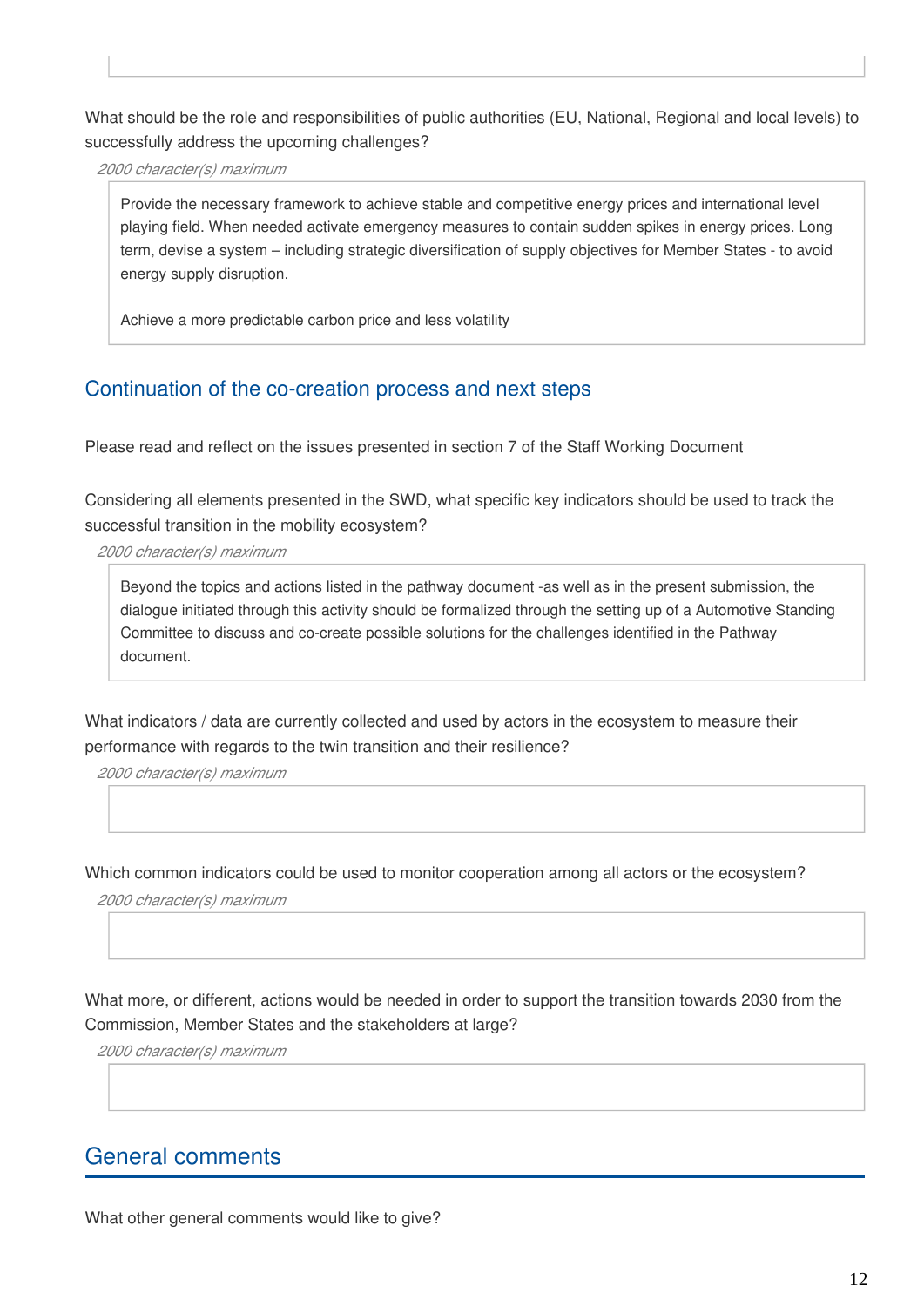What should be the role and responsibilities of public authorities (EU, National, Regional and local levels) to successfully address the upcoming challenges?

*2000 character(s) maximum*

Provide the necessary framework to achieve stable and competitive energy prices and international level playing field. When needed activate emergency measures to contain sudden spikes in energy prices. Long term, devise a system – including strategic diversification of supply objectives for Member States - to avoid energy supply disruption.

Achieve a more predictable carbon price and less volatility

## Continuation of the co-creation process and next steps

Please read and reflect on the issues presented in section 7 of the Staff Working Document

Considering all elements presented in the SWD, what specific key indicators should be used to track the successful transition in the mobility ecosystem?

*2000 character(s) maximum*

Beyond the topics and actions listed in the pathway document -as well as in the present submission, the dialogue initiated through this activity should be formalized through the setting up of a Automotive Standing Committee to discuss and co-create possible solutions for the challenges identified in the Pathway document.

What indicators / data are currently collected and used by actors in the ecosystem to measure their performance with regards to the twin transition and their resilience?

*2000 character(s) maximum*

Which common indicators could be used to monitor cooperation among all actors or the ecosystem?

*2000 character(s) maximum*

What more, or different, actions would be needed in order to support the transition towards 2030 from the Commission, Member States and the stakeholders at large?

*2000 character(s) maximum*

## General comments

What other general comments would like to give?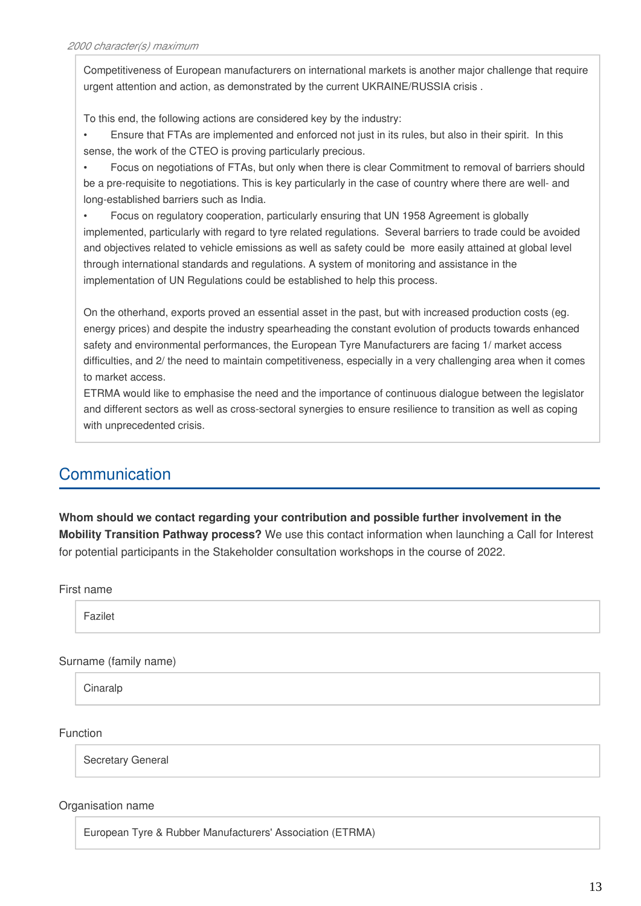*2000 character(s) maximum*

Competitiveness of European manufacturers on international markets is another major challenge that require urgent attention and action, as demonstrated by the current UKRAINE/RUSSIA crisis .

To this end, the following actions are considered key by the industry:

- Ensure that FTAs are implemented and enforced not just in its rules, but also in their spirit. In this sense, the work of the CTEO is proving particularly precious.
- Focus on negotiations of FTAs, but only when there is clear Commitment to removal of barriers should be a pre-requisite to negotiations. This is key particularly in the case of country where there are well- and long-established barriers such as India.
- Focus on regulatory cooperation, particularly ensuring that UN 1958 Agreement is globally implemented, particularly with regard to tyre related regulations. Several barriers to trade could be avoided and objectives related to vehicle emissions as well as safety could be more easily attained at global level through international standards and regulations. A system of monitoring and assistance in the implementation of UN Regulations could be established to help this process.

On the otherhand, exports proved an essential asset in the past, but with increased production costs (eg. energy prices) and despite the industry spearheading the constant evolution of products towards enhanced safety and environmental performances, the European Tyre Manufacturers are facing 1/ market access difficulties, and 2/ the need to maintain competitiveness, especially in a very challenging area when it comes to market access.
ETRMA would like to emphasise the need and the importance of continuous dialogue between the legislator and different sectors as well as cross-sectoral synergies to ensure resilience to transition as well as coping with unprecedented crisis.

## Communication

**Whom should we contact regarding your contribution and possible further involvement in the Mobility Transition Pathway process?** We use this contact information when launching a Call for Interest for potential participants in the Stakeholder consultation workshops in the course of 2022.

First name

Fazilet

Surname (family name)

Cinaralp

Function

Secretary General

Organisation name

European Tyre & Rubber Manufacturers' Association (ETRMA)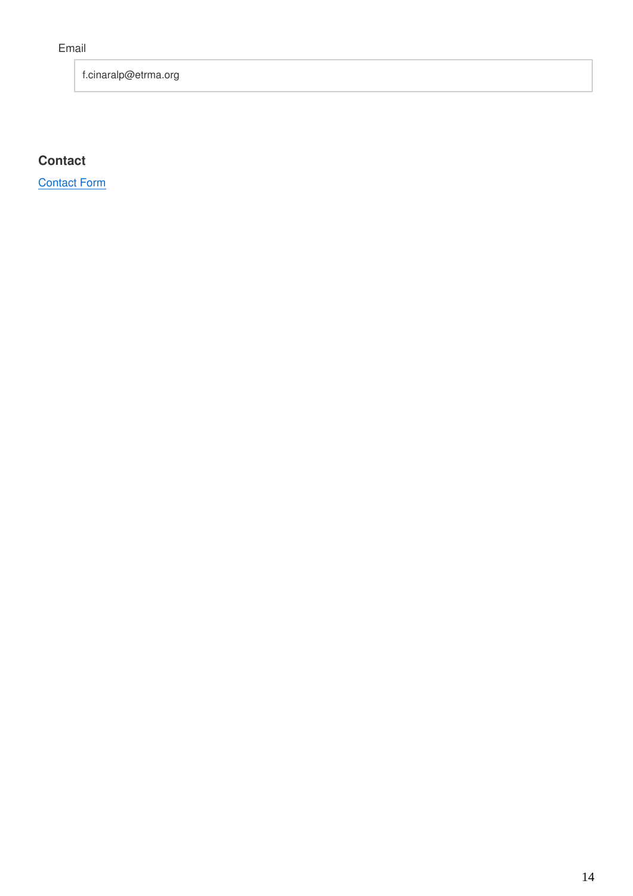Email

f.cinaralp@etrma.org

### Contact

Contact Form